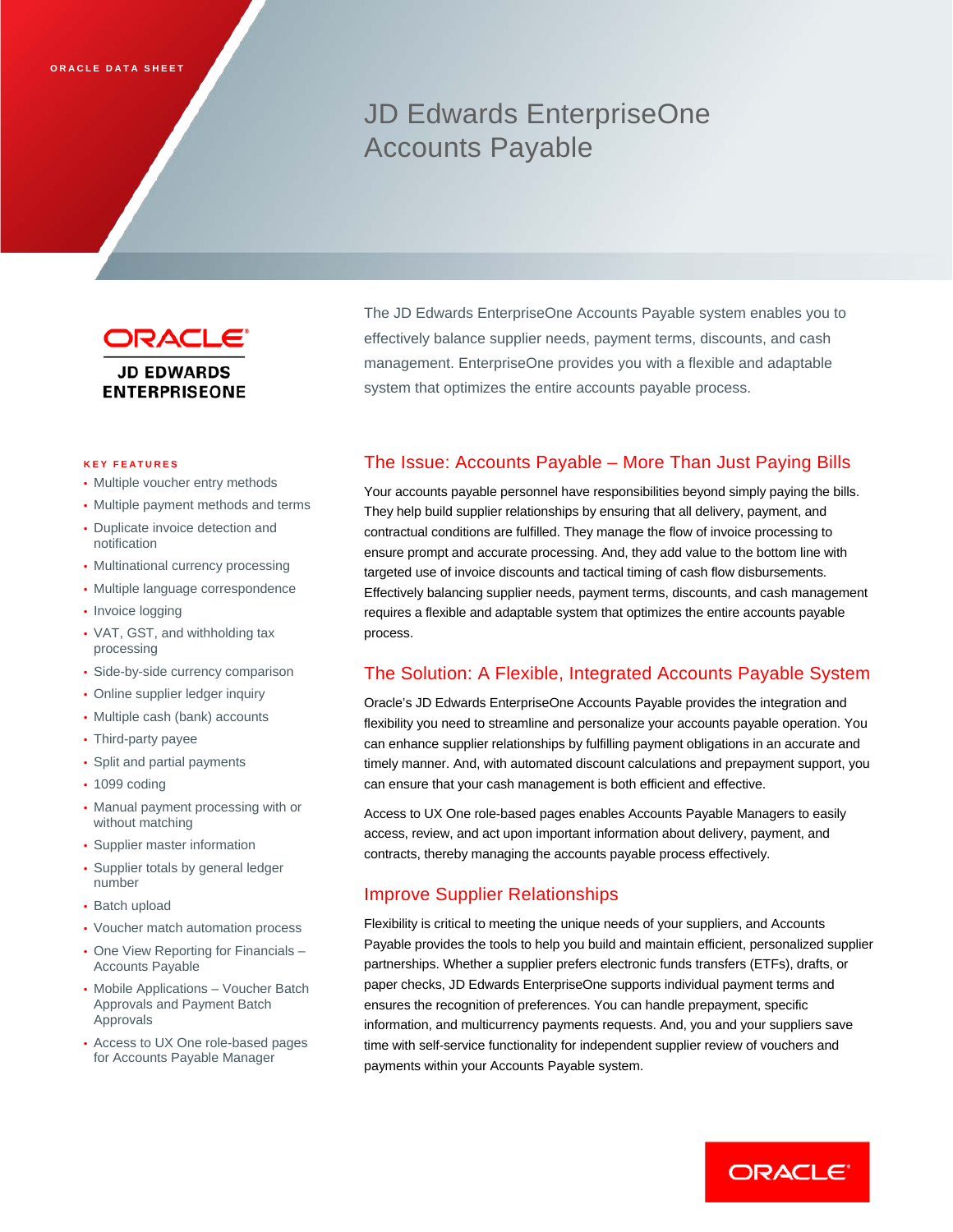ORACLE DATA SHEET

# JD Edwards EnterpriseOne Accounts Payable

ORACLE
JD EDWARDS ENTERPRISEONE

The JD Edwards EnterpriseOne Accounts Payable system enables you to effectively balance supplier needs, payment terms, discounts, and cash management. EnterpriseOne provides you with a flexible and adaptable system that optimizes the entire accounts payable process.

### KEY FEATURES

- Multiple voucher entry methods
- Multiple payment methods and terms
- Duplicate invoice detection and notification
- Multinational currency processing
- Multiple language correspondence
- Invoice logging
- VAT, GST, and withholding tax processing
- Side-by-side currency comparison
- Online supplier ledger inquiry
- Multiple cash (bank) accounts
- Third-party payee
- Split and partial payments
- 1099 coding
- Manual payment processing with or without matching
- Supplier master information
- Supplier totals by general ledger number
- Batch upload
- Voucher match automation process
- One View Reporting for Financials – Accounts Payable
- Mobile Applications – Voucher Batch Approvals and Payment Batch Approvals
- Access to UX One role-based pages for Accounts Payable Manager

## The Issue: Accounts Payable – More Than Just Paying Bills

Your accounts payable personnel have responsibilities beyond simply paying the bills. They help build supplier relationships by ensuring that all delivery, payment, and contractual conditions are fulfilled. They manage the flow of invoice processing to ensure prompt and accurate processing. And, they add value to the bottom line with targeted use of invoice discounts and tactical timing of cash flow disbursements. Effectively balancing supplier needs, payment terms, discounts, and cash management requires a flexible and adaptable system that optimizes the entire accounts payable process.

## The Solution: A Flexible, Integrated Accounts Payable System

Oracle's JD Edwards EnterpriseOne Accounts Payable provides the integration and flexibility you need to streamline and personalize your accounts payable operation. You can enhance supplier relationships by fulfilling payment obligations in an accurate and timely manner. And, with automated discount calculations and prepayment support, you can ensure that your cash management is both efficient and effective.

Access to UX One role-based pages enables Accounts Payable Managers to easily access, review, and act upon important information about delivery, payment, and contracts, thereby managing the accounts payable process effectively.

## Improve Supplier Relationships

Flexibility is critical to meeting the unique needs of your suppliers, and Accounts Payable provides the tools to help you build and maintain efficient, personalized supplier partnerships. Whether a supplier prefers electronic funds transfers (ETFs), drafts, or paper checks, JD Edwards EnterpriseOne supports individual payment terms and ensures the recognition of preferences. You can handle prepayment, specific information, and multicurrency payments requests. And, you and your suppliers save time with self-service functionality for independent supplier review of vouchers and payments within your Accounts Payable system.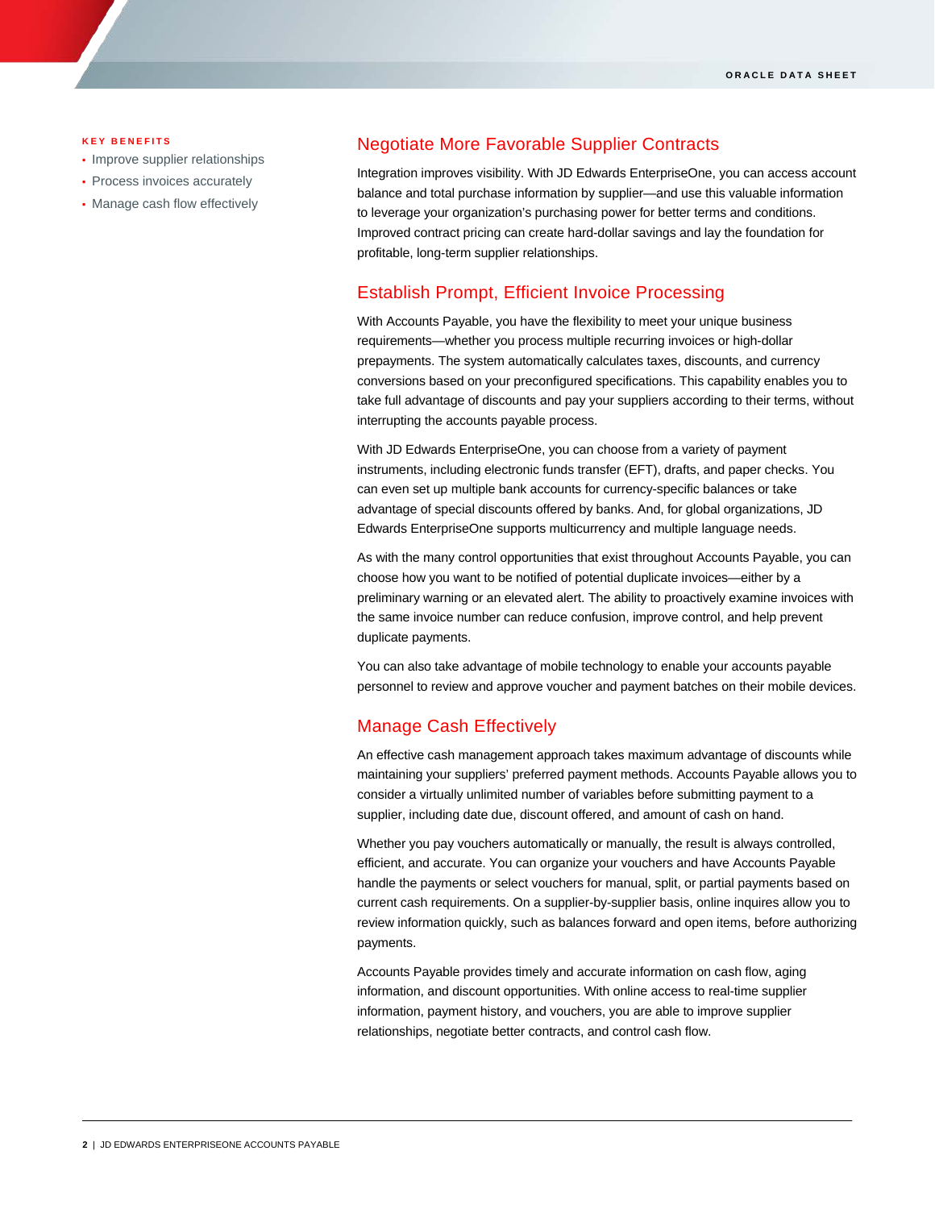**KEY BENEFITS**

- Improve supplier relationships
- Process invoices accurately
- Manage cash flow effectively

## Negotiate More Favorable Supplier Contracts

Integration improves visibility. With JD Edwards EnterpriseOne, you can access account balance and total purchase information by supplier—and use this valuable information to leverage your organization's purchasing power for better terms and conditions. Improved contract pricing can create hard-dollar savings and lay the foundation for profitable, long-term supplier relationships.

## Establish Prompt, Efficient Invoice Processing

With Accounts Payable, you have the flexibility to meet your unique business requirements—whether you process multiple recurring invoices or high-dollar prepayments. The system automatically calculates taxes, discounts, and currency conversions based on your preconfigured specifications. This capability enables you to take full advantage of discounts and pay your suppliers according to their terms, without interrupting the accounts payable process.

With JD Edwards EnterpriseOne, you can choose from a variety of payment instruments, including electronic funds transfer (EFT), drafts, and paper checks. You can even set up multiple bank accounts for currency-specific balances or take advantage of special discounts offered by banks. And, for global organizations, JD Edwards EnterpriseOne supports multicurrency and multiple language needs.

As with the many control opportunities that exist throughout Accounts Payable, you can choose how you want to be notified of potential duplicate invoices—either by a preliminary warning or an elevated alert. The ability to proactively examine invoices with the same invoice number can reduce confusion, improve control, and help prevent duplicate payments.

You can also take advantage of mobile technology to enable your accounts payable personnel to review and approve voucher and payment batches on their mobile devices.

## Manage Cash Effectively

An effective cash management approach takes maximum advantage of discounts while maintaining your suppliers' preferred payment methods. Accounts Payable allows you to consider a virtually unlimited number of variables before submitting payment to a supplier, including date due, discount offered, and amount of cash on hand.

Whether you pay vouchers automatically or manually, the result is always controlled, efficient, and accurate. You can organize your vouchers and have Accounts Payable handle the payments or select vouchers for manual, split, or partial payments based on current cash requirements. On a supplier-by-supplier basis, online inquires allow you to review information quickly, such as balances forward and open items, before authorizing payments.

Accounts Payable provides timely and accurate information on cash flow, aging information, and discount opportunities. With online access to real-time supplier information, payment history, and vouchers, you are able to improve supplier relationships, negotiate better contracts, and control cash flow.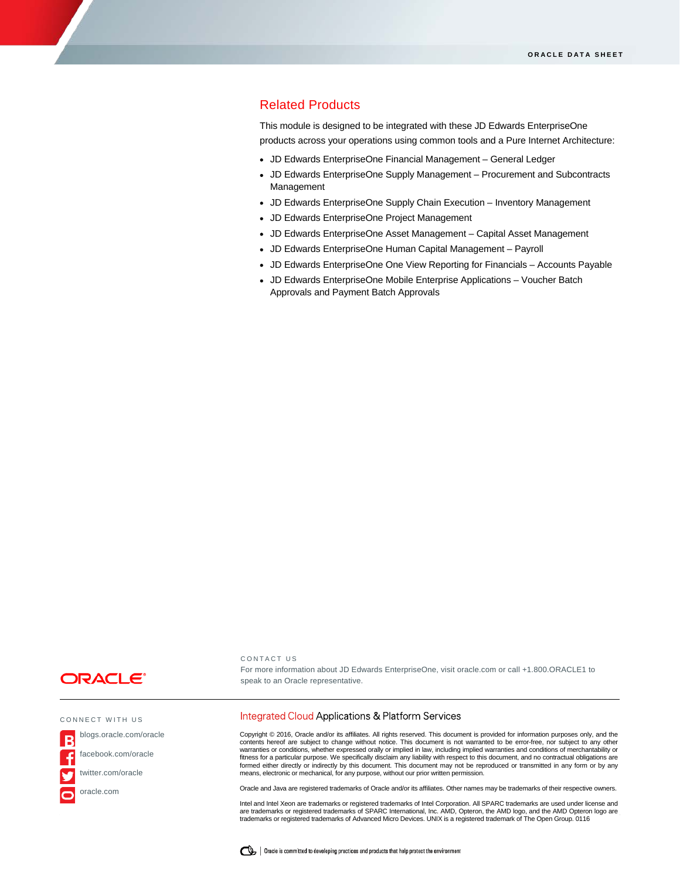## Related Products

This module is designed to be integrated with these JD Edwards EnterpriseOne products across your operations using common tools and a Pure Internet Architecture:

- JD Edwards EnterpriseOne Financial Management – General Ledger
- JD Edwards EnterpriseOne Supply Management – Procurement and Subcontracts Management
- JD Edwards EnterpriseOne Supply Chain Execution – Inventory Management
- JD Edwards EnterpriseOne Project Management
- JD Edwards EnterpriseOne Asset Management – Capital Asset Management
- JD Edwards EnterpriseOne Human Capital Management – Payroll
- JD Edwards EnterpriseOne One View Reporting for Financials – Accounts Payable
- JD Edwards EnterpriseOne Mobile Enterprise Applications – Voucher Batch Approvals and Payment Batch Approvals

CONTACT US

For more information about JD Edwards EnterpriseOne, visit oracle.com or call +1.800.ORACLE1 to speak to an Oracle representative.

CONNECT WITH US

blogs.oracle.com/oracle

facebook.com/oracle

twitter.com/oracle

oracle.com

Integrated Cloud Applications & Platform Services

Copyright © 2016, Oracle and/or its affiliates. All rights reserved. This document is provided for information purposes only, and the contents hereof are subject to change without notice. This document is not warranted to be error-free, nor subject to any other warranties or conditions, whether expressed orally or implied in law, including implied warranties and conditions of merchantability or fitness for a particular purpose. We specifically disclaim any liability with respect to this document, and no contractual obligations are formed either directly or indirectly by this document. This document may not be reproduced or transmitted in any form or by any means, electronic or mechanical, for any purpose, without our prior written permission.

Oracle and Java are registered trademarks of Oracle and/or its affiliates. Other names may be trademarks of their respective owners.

Intel and Intel Xeon are trademarks or registered trademarks of Intel Corporation. All SPARC trademarks are used under license and are trademarks or registered trademarks of SPARC International, Inc. AMD, Opteron, the AMD logo, and the AMD Opteron logo are trademarks or registered trademarks of Advanced Micro Devices. UNIX is a registered trademark of The Open Group. 0116

Oracle is committed to developing practices and products that help protect the environment